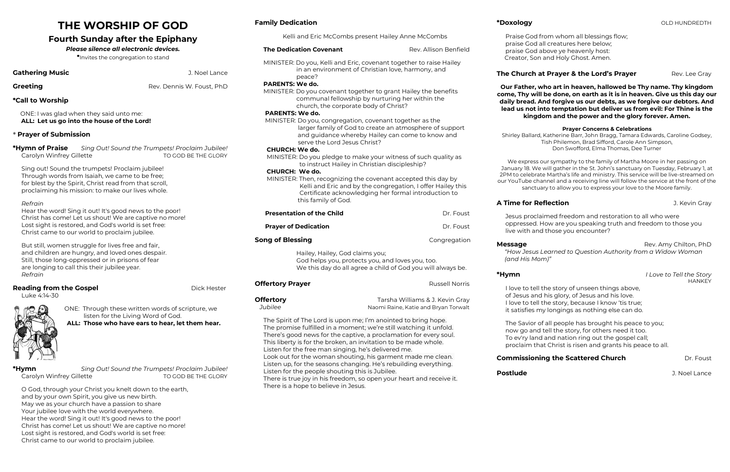# THE WORSHIP OF GOD

## Fourth Sunday after the Epiphany

***Please silence all electronic devices.***

*Invites the congregation to stand

**Gathering Music** — J. Noel Lance

**Greeting** — Rev. Dennis W. Foust, PhD

**\*Call to Worship**

ONE: I was glad when they said unto me:
**ALL: Let us go into the house of the Lord!**

**\* Prayer of Submission**

**\*Hymn of Praise** — *Sing Out! Sound the Trumpets! Proclaim Jubilee!*
Carolyn Winfrey Gillette — TO GOD BE THE GLORY

Sing out! Sound the trumpets! Proclaim jubilee!
Through words from Isaiah, we came to be free;
for blest by the Spirit, Christ read from that scroll,
proclaiming his mission: to make our lives whole.

*Refrain*
Hear the word! Sing it out! It's good news to the poor!
Christ has come! Let us shout! We are captive no more!
Lost sight is restored, and God's world is set free:
Christ came to our world to proclaim jubilee.

But still, women struggle for lives free and fair,
and children are hungry, and loved ones despair.
Still, those long-oppressed or in prisons of fear
are longing to call this their jubilee year.
*Refrain*

**Reading from the Gospel** — Dick Hester
Luke 4:14-30

ONE: Through these written words of scripture, we listen for the Living Word of God.
**ALL: Those who have ears to hear, let them hear.**

**\*Hymn** — *Sing Out! Sound the Trumpets! Proclaim Jubilee!*
Carolyn Winfrey Gillette — TO GOD BE THE GLORY

O God, through your Christ you knelt down to the earth,
and by your own Spirit, you give us new birth.
May we as your church have a passion to share
Your jubilee love with the world everywhere.
Hear the word! Sing it out! It's good news to the poor!
Christ has come! Let us shout! We are captive no more!
Lost sight is restored, and God's world is set free:
Christ came to our world to proclaim jubilee.

**Family Dedication**

Kelli and Eric McCombs present Hailey Anne McCombs

**The Dedication Covenant** — Rev. Allison Benfield

MINISTER: Do you, Kelli and Eric, covenant together to raise Hailey in an environment of Christian love, harmony, and peace?
**PARENTS: We do.**
MINISTER: Do you covenant together to grant Hailey the benefits communal fellowship by nurturing her within the church, the corporate body of Christ?
**PARENTS: We do.**
MINISTER: Do you, congregation, covenant together as the larger family of God to create an atmosphere of support and guidance whereby Hailey can come to know and serve the Lord Jesus Christ?
**CHURCH: We do.**
MINISTER: Do you pledge to make your witness of such quality as to instruct Hailey in Christian discipleship?
**CHURCH: We do.**
MINISTER: Then, recognizing the covenant accepted this day by Kelli and Eric and by the congregation, I offer Hailey this Certificate acknowledging her formal introduction to this family of God.

**Presentation of the Child** — Dr. Foust

**Prayer of Dedication** — Dr. Foust

**Song of Blessing** — Congregation

Hailey, Hailey, God claims you;
God helps you, protects you, and loves you, too.
We this day do all agree a child of God you will always be.

**Offertory Prayer** — Russell Norris

**Offertory** — Tarsha Williams & J. Kevin Gray
*Jubilee* — Naomi Raine, Katie and Bryan Torwalt

The Spirit of The Lord is upon me; I'm anointed to bring hope.
The promise fulfilled in a moment; we're still watching it unfold.
There's good news for the captive, a proclamation for every soul.
This liberty is for the broken, an invitation to be made whole.
Listen for the free man singing, he's delivered me.
Look out for the woman shouting, his garment made me clean.
Listen up, for the seasons changing. He's rebuilding everything.
Listen for the people shouting this is Jubilee.
There is true joy in his freedom, so open your heart and receive it.
There is a hope to believe in Jesus.

**\*Doxology** — OLD HUNDREDTH

Praise God from whom all blessings flow;
praise God all creatures here below;
praise God above ye heavenly host:
Creator, Son and Holy Ghost. Amen.

**The Church at Prayer & the Lord's Prayer** — Rev. Lee Gray

**Our Father, who art in heaven, hallowed be Thy name. Thy kingdom come, Thy will be done, on earth as it is in heaven. Give us this day our daily bread. And forgive us our debts, as we forgive our debtors. And lead us not into temptation but deliver us from evil: For Thine is the kingdom and the power and the glory forever. Amen.**

**Prayer Concerns & Celebrations**
Shirley Ballard, Katherine Barr, John Bragg, Tamara Edwards, Caroline Godsey, Tish Philemon, Brad Sifford, Carole Ann Simpson, Don Swofford, Elma Thomas, Dee Turner

We express our sympathy to the family of Martha Moore in her passing on January 18. We will gather in the St. John's sanctuary on Tuesday, February 1, at 2PM to celebrate Martha's life and ministry. This service will be live-streamed on our YouTube channel and a receiving line will follow the service at the front of the sanctuary to allow you to express your love to the Moore family.

**A Time for Reflection** — J. Kevin Gray

Jesus proclaimed freedom and restoration to all who were oppressed. How are you speaking truth and freedom to those you live with and those you encounter?

**Message** — Rev. Amy Chilton, PhD
*"How Jesus Learned to Question Authority from a Widow Woman (and His Mom)"*

**\*Hymn** — *I Love to Tell the Story*
HANKEY

I love to tell the story of unseen things above,
of Jesus and his glory, of Jesus and his love.
I love to tell the story, because I know 'tis true;
it satisfies my longings as nothing else can do.

The Savior of all people has brought his peace to you;
now go and tell the story, for others need it too.
To ev'ry land and nation ring out the gospel call;
proclaim that Christ is risen and grants his peace to all.

**Commissioning the Scattered Church** — Dr. Foust

**Postlude** — J. Noel Lance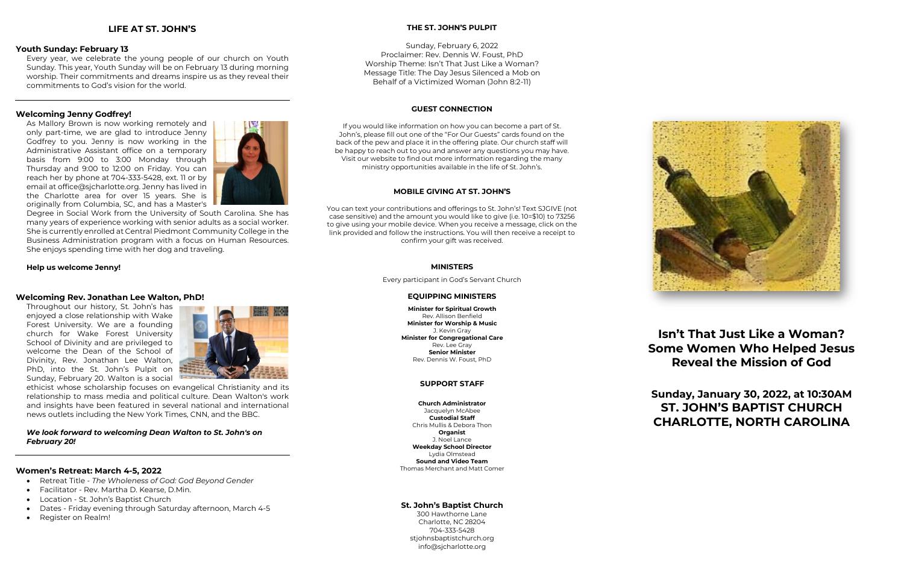# LIFE AT ST. JOHN'S

## Youth Sunday: February 13

Every year, we celebrate the young people of our church on Youth Sunday. This year, Youth Sunday will be on February 13 during morning worship. Their commitments and dreams inspire us as they reveal their commitments to God's vision for the world.

## Welcoming Jenny Godfrey!

As Mallory Brown is now working remotely and only part-time, we are glad to introduce Jenny Godfrey to you. Jenny is now working in the Administrative Assistant office on a temporary basis from 9:00 to 3:00 Monday through Thursday and 9:00 to 12:00 on Friday. You can reach her by phone at 704-333-5428, ext. 11 or by email at office@sjcharlotte.org. Jenny has lived in the Charlotte area for over 15 years. She is originally from Columbia, SC, and has a Master's Degree in Social Work from the University of South Carolina. She has many years of experience working with senior adults as a social worker. She is currently enrolled at Central Piedmont Community College in the Business Administration program with a focus on Human Resources. She enjoys spending time with her dog and traveling.

**Help us welcome Jenny!**

## Welcoming Rev. Jonathan Lee Walton, PhD!

Throughout our history, St. John's has enjoyed a close relationship with Wake Forest University. We are a founding church for Wake Forest University School of Divinity and are privileged to welcome the Dean of the School of Divinity, Rev. Jonathan Lee Walton, PhD, into the St. John's Pulpit on Sunday, February 20. Walton is a social ethicist whose scholarship focuses on evangelical Christianity and its relationship to mass media and political culture. Dean Walton's work and insights have been featured in several national and international news outlets including the New York Times, CNN, and the BBC.

***We look forward to welcoming Dean Walton to St. John's on February 20!***

## Women's Retreat: March 4-5, 2022

- Retreat Title - *The Wholeness of God: God Beyond Gender*
- Facilitator - Rev. Martha D. Kearse, D.Min.
- Location - St. John's Baptist Church
- Dates - Friday evening through Saturday afternoon, March 4-5
- Register on Realm!

## THE ST. JOHN'S PULPIT

Sunday, February 6, 2022
Proclaimer: Rev. Dennis W. Foust, PhD
Worship Theme: Isn't That Just Like a Woman?
Message Title: The Day Jesus Silenced a Mob on Behalf of a Victimized Woman (John 8:2-11)

## GUEST CONNECTION

If you would like information on how you can become a part of St. John's, please fill out one of the "For Our Guests" cards found on the back of the pew and place it in the offering plate. Our church staff will be happy to reach out to you and answer any questions you may have. Visit our website to find out more information regarding the many ministry opportunities available in the life of St. John's.

## MOBILE GIVING AT ST. JOHN'S

You can text your contributions and offerings to St. John's! Text SJGIVE (not case sensitive) and the amount you would like to give (i.e. 10=$10) to 73256 to give using your mobile device. When you receive a message, click on the link provided and follow the instructions. You will then receive a receipt to confirm your gift was received.

## MINISTERS

Every participant in God's Servant Church

## EQUIPPING MINISTERS

**Minister for Spiritual Growth**
Rev. Allison Benfield
**Minister for Worship & Music**
J. Kevin Gray
**Minister for Congregational Care**
Rev. Lee Gray
**Senior Minister**
Rev. Dennis W. Foust, PhD

## SUPPORT STAFF

**Church Administrator**
Jacquelyn McAbee
**Custodial Staff**
Chris Mullis & Debora Thon
**Organist**
J. Noel Lance
**Weekday School Director**
Lydia Olmstead
**Sound and Video Team**
Thomas Merchant and Matt Comer

**St. John's Baptist Church**
300 Hawthorne Lane
Charlotte, NC 28204
704-333-5428
stjohnsbaptistchurch.org
info@sjcharlotte.org

# Isn't That Just Like a Woman? Some Women Who Helped Jesus Reveal the Mission of God

## Sunday, January 30, 2022, at 10:30AM
## ST. JOHN'S BAPTIST CHURCH
## CHARLOTTE, NORTH CAROLINA